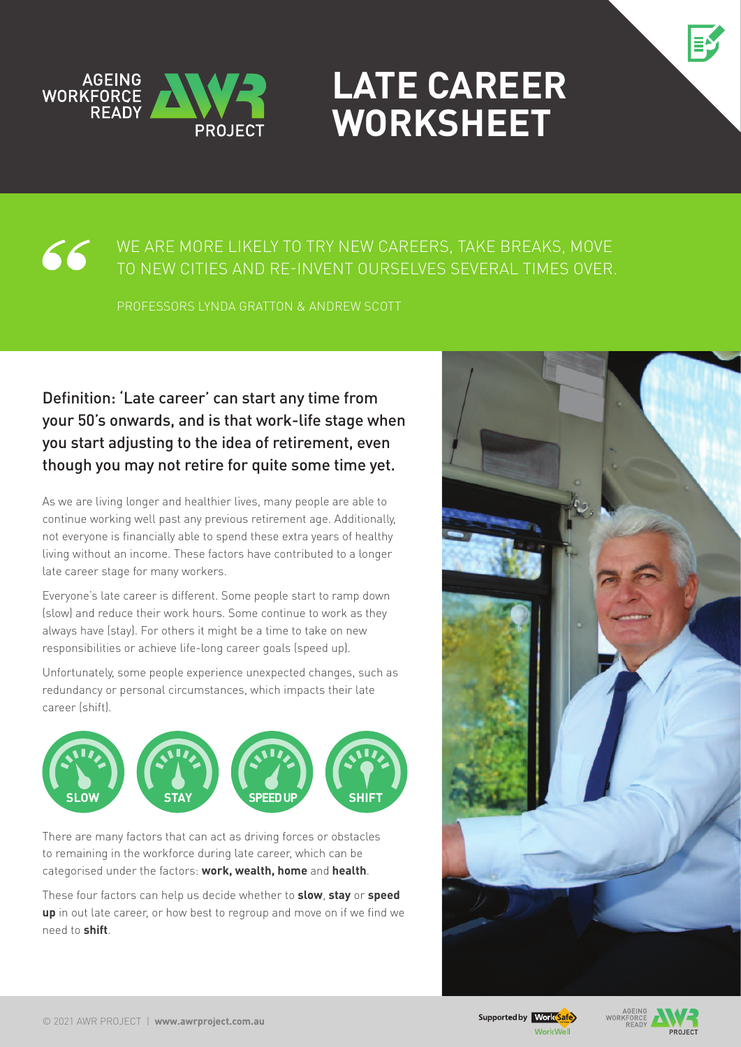# LATE CAREER WORKSHEET

> WE ARE MORE LIKELY TO TRY NEW CAREERS, TAKE BREAKS, MOVE TO NEW CITIES AND RE-INVENT OURSELVES SEVERAL TIMES OVER.
>
> PROFESSORS LYNDA GRATTON & ANDREW SCOTT

## Definition: 'Late career' can start any time from your 50's onwards, and is that work-life stage when you start adjusting to the idea of retirement, even though you may not retire for quite some time yet.

As we are living longer and healthier lives, many people are able to continue working well past any previous retirement age. Additionally, not everyone is financially able to spend these extra years of healthy living without an income. These factors have contributed to a longer late career stage for many workers.

Everyone's late career is different. Some people start to ramp down (slow) and reduce their work hours. Some continue to work as they always have (stay). For others it might be a time to take on new responsibilities or achieve life-long career goals (speed up).

Unfortunately, some people experience unexpected changes, such as redundancy or personal circumstances, which impacts their late career (shift).

SLOW | STAY | SPEED UP | SHIFT

There are many factors that can act as driving forces or obstacles to remaining in the workforce during late career, which can be categorised under the factors: **work, wealth, home** and **health**.

These four factors can help us decide whether to **slow**, **stay** or **speed up** in out late career, or how best to regroup and move on if we find we need to **shift**.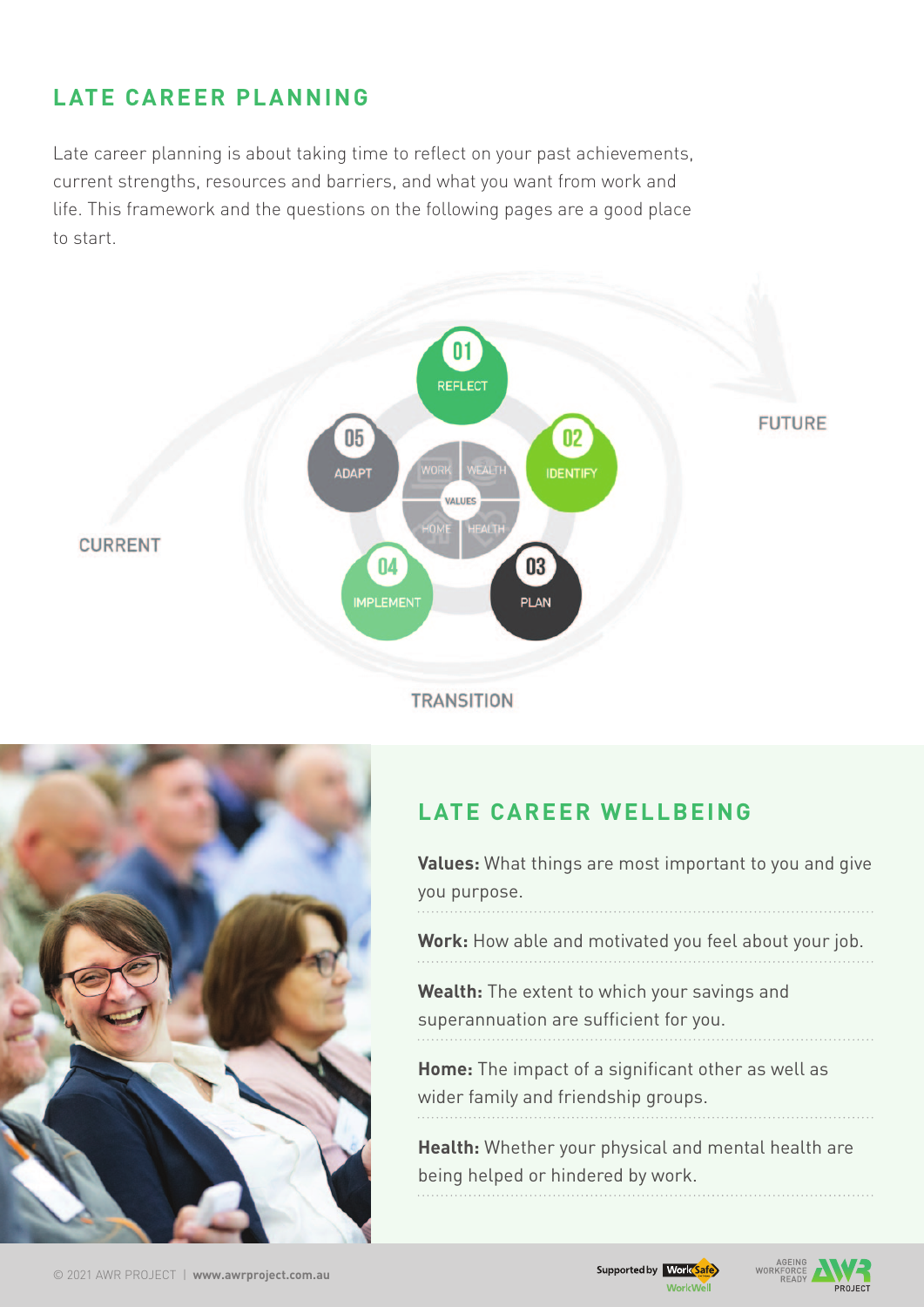## LATE CAREER PLANNING

Late career planning is about taking time to reflect on your past achievements, current strengths, resources and barriers, and what you want from work and life. This framework and the questions on the following pages are a good place to start.

CURRENT

01 REFLECT

02 IDENTIFY

03 PLAN

04 IMPLEMENT

05 ADAPT

WORK | WEALTH | VALUES | HOME | HEALTH

FUTURE

TRANSITION

## LATE CAREER WELLBEING

**Values:** What things are most important to you and give you purpose.

**Work:** How able and motivated you feel about your job.

**Wealth:** The extent to which your savings and superannuation are sufficient for you.

**Home:** The impact of a significant other as well as wider family and friendship groups.

**Health:** Whether your physical and mental health are being helped or hindered by work.

© 2021 AWR PROJECT | **www.awrproject.com.au**

Supported by WorkSafe WorkWell

AGEING WORKFORCE READY AWR PROJECT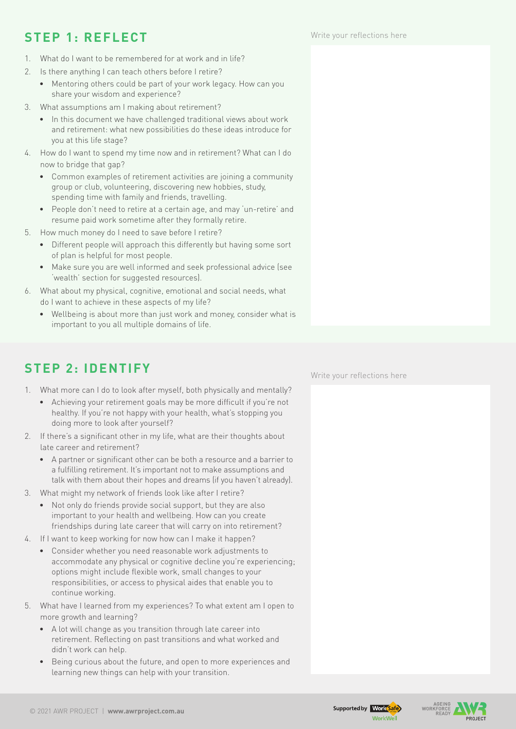## STEP 1: REFLECT

Write your reflections here

1. What do I want to be remembered for at work and in life?
2. Is there anything I can teach others before I retire?
   - Mentoring others could be part of your work legacy. How can you share your wisdom and experience?
3. What assumptions am I making about retirement?
   - In this document we have challenged traditional views about work and retirement: what new possibilities do these ideas introduce for you at this life stage?
4. How do I want to spend my time now and in retirement? What can I do now to bridge that gap?
   - Common examples of retirement activities are joining a community group or club, volunteering, discovering new hobbies, study, spending time with family and friends, travelling.
   - People don't need to retire at a certain age, and may 'un-retire' and resume paid work sometime after they formally retire.
5. How much money do I need to save before I retire?
   - Different people will approach this differently but having some sort of plan is helpful for most people.
   - Make sure you are well informed and seek professional advice (see 'wealth' section for suggested resources).
6. What about my physical, cognitive, emotional and social needs, what do I want to achieve in these aspects of my life?
   - Wellbeing is about more than just work and money, consider what is important to you all multiple domains of life.

## STEP 2: IDENTIFY

Write your reflections here

1. What more can I do to look after myself, both physically and mentally?
   - Achieving your retirement goals may be more difficult if you're not healthy. If you're not happy with your health, what's stopping you doing more to look after yourself?
2. If there's a significant other in my life, what are their thoughts about late career and retirement?
   - A partner or significant other can be both a resource and a barrier to a fulfilling retirement. It's important not to make assumptions and talk with them about their hopes and dreams (if you haven't already).
3. What might my network of friends look like after I retire?
   - Not only do friends provide social support, but they are also important to your health and wellbeing. How can you create friendships during late career that will carry on into retirement?
4. If I want to keep working for now how can I make it happen?
   - Consider whether you need reasonable work adjustments to accommodate any physical or cognitive decline you're experiencing; options might include flexible work, small changes to your responsibilities, or access to physical aides that enable you to continue working.
5. What have I learned from my experiences? To what extent am I open to more growth and learning?
   - A lot will change as you transition through late career into retirement. Reflecting on past transitions and what worked and didn't work can help.
   - Being curious about the future, and open to more experiences and learning new things can help with your transition.

© 2021 AWR PROJECT | **www.awrproject.com.au**

Supported by WorkSafe WorkWell

AGEING WORKFORCE READY AWR PROJECT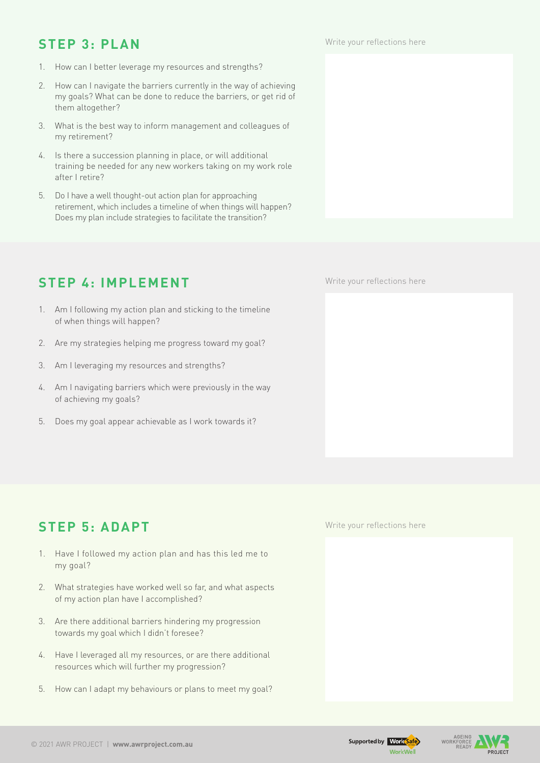## STEP 3: PLAN

1. How can I better leverage my resources and strengths?
2. How can I navigate the barriers currently in the way of achieving my goals? What can be done to reduce the barriers, or get rid of them altogether?
3. What is the best way to inform management and colleagues of my retirement?
4. Is there a succession planning in place, or will additional training be needed for any new workers taking on my work role after I retire?
5. Do I have a well thought-out action plan for approaching retirement, which includes a timeline of when things will happen? Does my plan include strategies to facilitate the transition?

Write your reflections here

## STEP 4: IMPLEMENT

1. Am I following my action plan and sticking to the timeline of when things will happen?
2. Are my strategies helping me progress toward my goal?
3. Am I leveraging my resources and strengths?
4. Am I navigating barriers which were previously in the way of achieving my goals?
5. Does my goal appear achievable as I work towards it?

Write your reflections here

## STEP 5: ADAPT

1. Have I followed my action plan and has this led me to my goal?
2. What strategies have worked well so far, and what aspects of my action plan have I accomplished?
3. Are there additional barriers hindering my progression towards my goal which I didn't foresee?
4. Have I leveraged all my resources, or are there additional resources which will further my progression?
5. How can I adapt my behaviours or plans to meet my goal?

Write your reflections here

© 2021 AWR PROJECT | **www.awrproject.com.au**

Supported by WorkSafe WorkWell

AGEING WORKFORCE READY AWR PROJECT